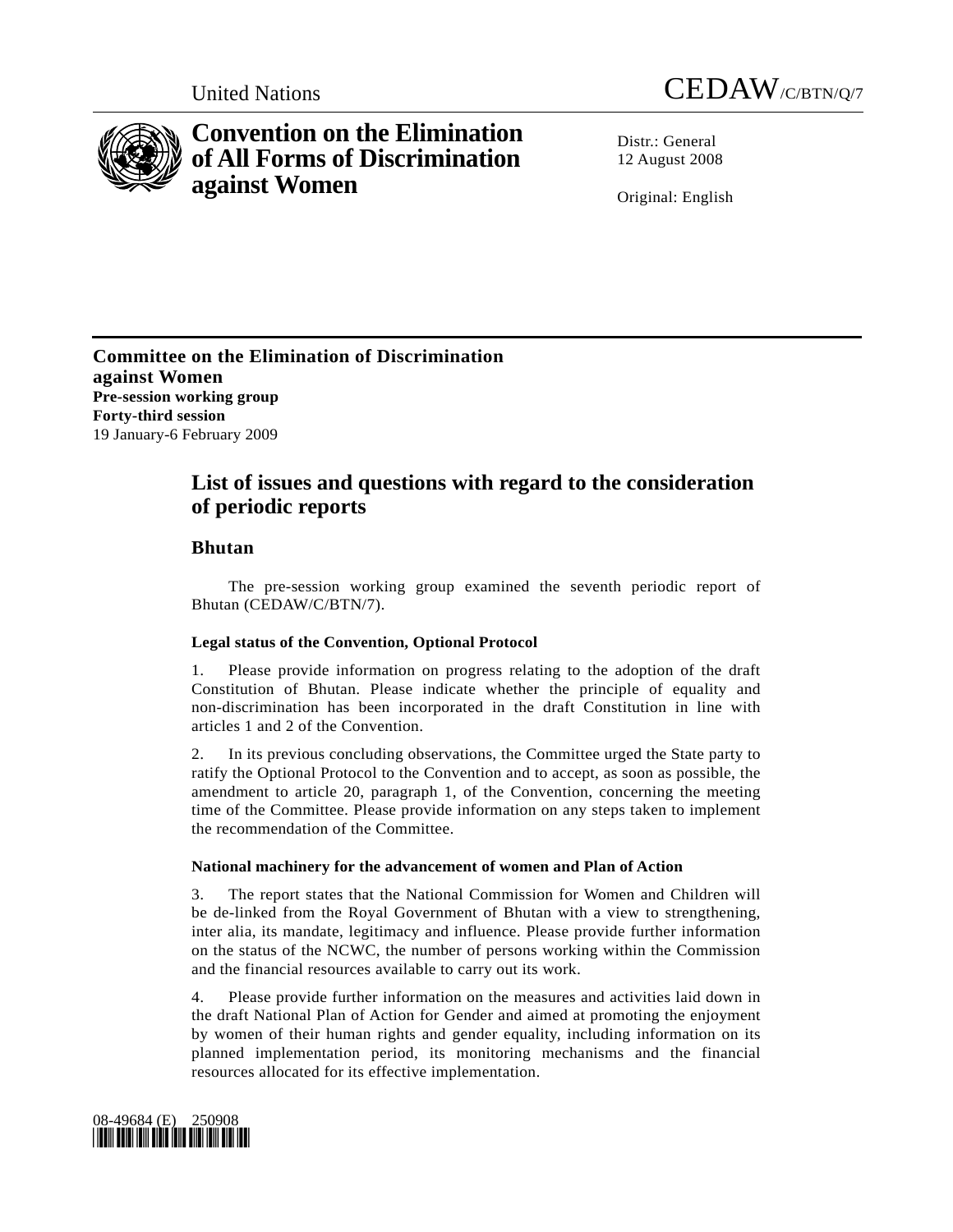United Nations CEDAW/C/BTN/Q/7

# Convention on the Elimination of All Forms of Discrimination against Women

Distr.: General
12 August 2008

Original: English

**Committee on the Elimination of Discrimination against Women**
**Pre-session working group**
**Forty-third session**
19 January-6 February 2009

## List of issues and questions with regard to the consideration of periodic reports

## Bhutan

The pre-session working group examined the seventh periodic report of Bhutan (CEDAW/C/BTN/7).

### Legal status of the Convention, Optional Protocol

1. Please provide information on progress relating to the adoption of the draft Constitution of Bhutan. Please indicate whether the principle of equality and non-discrimination has been incorporated in the draft Constitution in line with articles 1 and 2 of the Convention.

2. In its previous concluding observations, the Committee urged the State party to ratify the Optional Protocol to the Convention and to accept, as soon as possible, the amendment to article 20, paragraph 1, of the Convention, concerning the meeting time of the Committee. Please provide information on any steps taken to implement the recommendation of the Committee.

### National machinery for the advancement of women and Plan of Action

3. The report states that the National Commission for Women and Children will be de-linked from the Royal Government of Bhutan with a view to strengthening, inter alia, its mandate, legitimacy and influence. Please provide further information on the status of the NCWC, the number of persons working within the Commission and the financial resources available to carry out its work.

4. Please provide further information on the measures and activities laid down in the draft National Plan of Action for Gender and aimed at promoting the enjoyment by women of their human rights and gender equality, including information on its planned implementation period, its monitoring mechanisms and the financial resources allocated for its effective implementation.

08-49684 (E) 250908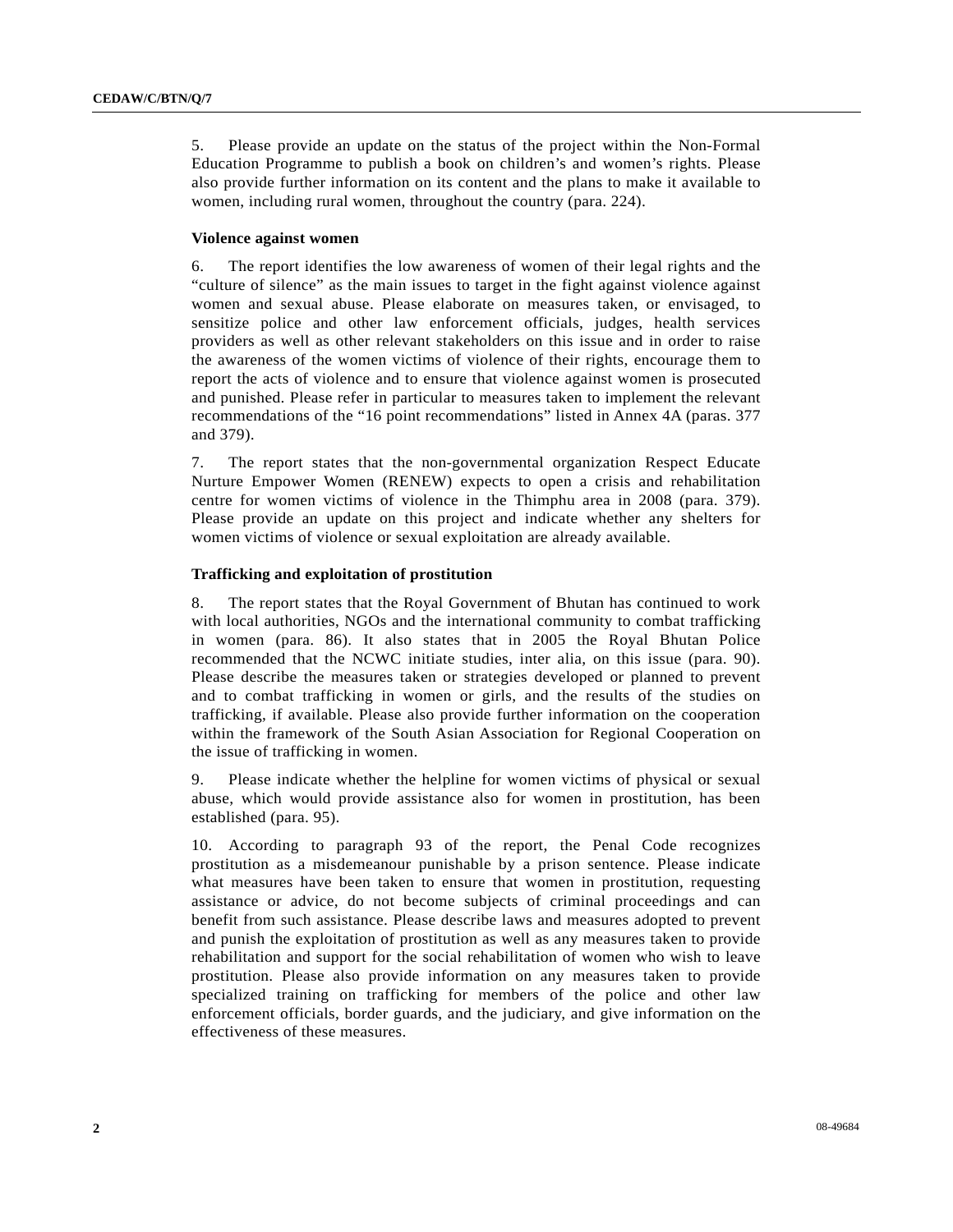5. Please provide an update on the status of the project within the Non-Formal Education Programme to publish a book on children's and women's rights. Please also provide further information on its content and the plans to make it available to women, including rural women, throughout the country (para. 224).

### Violence against women

6. The report identifies the low awareness of women of their legal rights and the "culture of silence" as the main issues to target in the fight against violence against women and sexual abuse. Please elaborate on measures taken, or envisaged, to sensitize police and other law enforcement officials, judges, health services providers as well as other relevant stakeholders on this issue and in order to raise the awareness of the women victims of violence of their rights, encourage them to report the acts of violence and to ensure that violence against women is prosecuted and punished. Please refer in particular to measures taken to implement the relevant recommendations of the "16 point recommendations" listed in Annex 4A (paras. 377 and 379).

7. The report states that the non-governmental organization Respect Educate Nurture Empower Women (RENEW) expects to open a crisis and rehabilitation centre for women victims of violence in the Thimphu area in 2008 (para. 379). Please provide an update on this project and indicate whether any shelters for women victims of violence or sexual exploitation are already available.

### Trafficking and exploitation of prostitution

8. The report states that the Royal Government of Bhutan has continued to work with local authorities, NGOs and the international community to combat trafficking in women (para. 86). It also states that in 2005 the Royal Bhutan Police recommended that the NCWC initiate studies, inter alia, on this issue (para. 90). Please describe the measures taken or strategies developed or planned to prevent and to combat trafficking in women or girls, and the results of the studies on trafficking, if available. Please also provide further information on the cooperation within the framework of the South Asian Association for Regional Cooperation on the issue of trafficking in women.

9. Please indicate whether the helpline for women victims of physical or sexual abuse, which would provide assistance also for women in prostitution, has been established (para. 95).

10. According to paragraph 93 of the report, the Penal Code recognizes prostitution as a misdemeanour punishable by a prison sentence. Please indicate what measures have been taken to ensure that women in prostitution, requesting assistance or advice, do not become subjects of criminal proceedings and can benefit from such assistance. Please describe laws and measures adopted to prevent and punish the exploitation of prostitution as well as any measures taken to provide rehabilitation and support for the social rehabilitation of women who wish to leave prostitution. Please also provide information on any measures taken to provide specialized training on trafficking for members of the police and other law enforcement officials, border guards, and the judiciary, and give information on the effectiveness of these measures.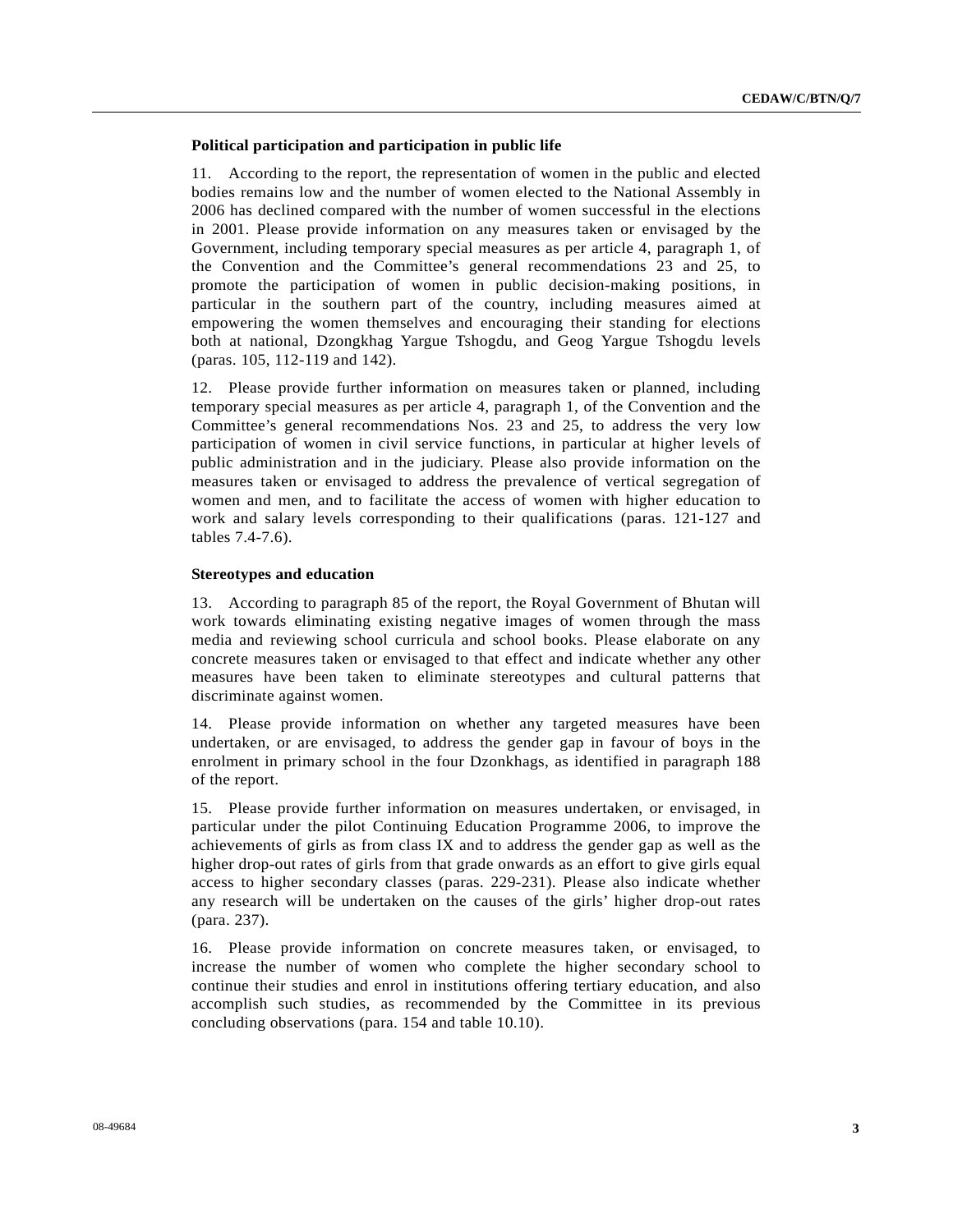**Political participation and participation in public life**

11. According to the report, the representation of women in the public and elected bodies remains low and the number of women elected to the National Assembly in 2006 has declined compared with the number of women successful in the elections in 2001. Please provide information on any measures taken or envisaged by the Government, including temporary special measures as per article 4, paragraph 1, of the Convention and the Committee's general recommendations 23 and 25, to promote the participation of women in public decision-making positions, in particular in the southern part of the country, including measures aimed at empowering the women themselves and encouraging their standing for elections both at national, Dzongkhag Yargue Tshogdu, and Geog Yargue Tshogdu levels (paras. 105, 112-119 and 142).

12. Please provide further information on measures taken or planned, including temporary special measures as per article 4, paragraph 1, of the Convention and the Committee's general recommendations Nos. 23 and 25, to address the very low participation of women in civil service functions, in particular at higher levels of public administration and in the judiciary. Please also provide information on the measures taken or envisaged to address the prevalence of vertical segregation of women and men, and to facilitate the access of women with higher education to work and salary levels corresponding to their qualifications (paras. 121-127 and tables 7.4-7.6).

**Stereotypes and education**

13. According to paragraph 85 of the report, the Royal Government of Bhutan will work towards eliminating existing negative images of women through the mass media and reviewing school curricula and school books. Please elaborate on any concrete measures taken or envisaged to that effect and indicate whether any other measures have been taken to eliminate stereotypes and cultural patterns that discriminate against women.

14. Please provide information on whether any targeted measures have been undertaken, or are envisaged, to address the gender gap in favour of boys in the enrolment in primary school in the four Dzonkhags, as identified in paragraph 188 of the report.

15. Please provide further information on measures undertaken, or envisaged, in particular under the pilot Continuing Education Programme 2006, to improve the achievements of girls as from class IX and to address the gender gap as well as the higher drop-out rates of girls from that grade onwards as an effort to give girls equal access to higher secondary classes (paras. 229-231). Please also indicate whether any research will be undertaken on the causes of the girls' higher drop-out rates (para. 237).

16. Please provide information on concrete measures taken, or envisaged, to increase the number of women who complete the higher secondary school to continue their studies and enrol in institutions offering tertiary education, and also accomplish such studies, as recommended by the Committee in its previous concluding observations (para. 154 and table 10.10).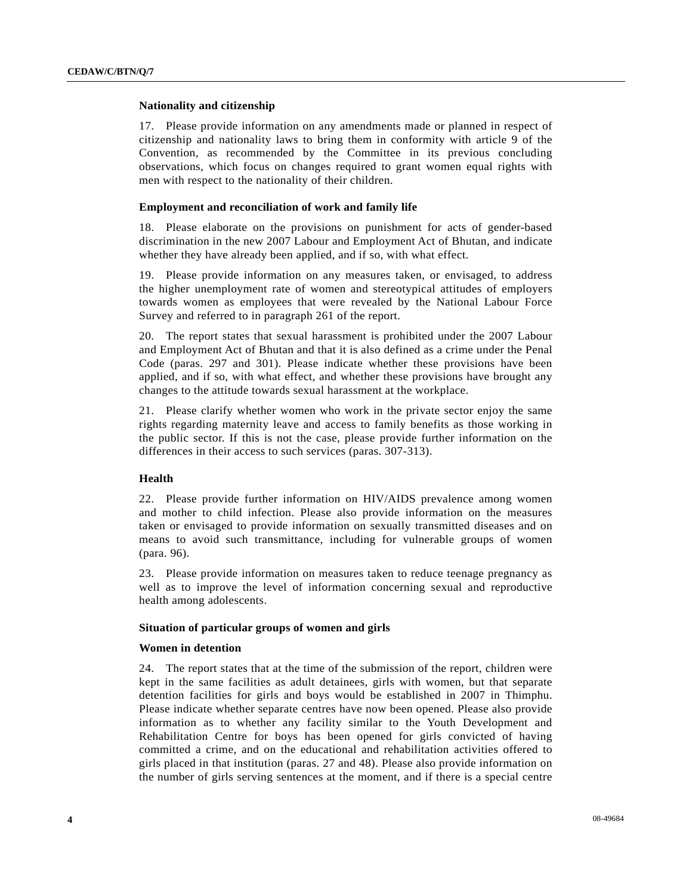### Nationality and citizenship

17. Please provide information on any amendments made or planned in respect of citizenship and nationality laws to bring them in conformity with article 9 of the Convention, as recommended by the Committee in its previous concluding observations, which focus on changes required to grant women equal rights with men with respect to the nationality of their children.

### Employment and reconciliation of work and family life

18. Please elaborate on the provisions on punishment for acts of gender-based discrimination in the new 2007 Labour and Employment Act of Bhutan, and indicate whether they have already been applied, and if so, with what effect.

19. Please provide information on any measures taken, or envisaged, to address the higher unemployment rate of women and stereotypical attitudes of employers towards women as employees that were revealed by the National Labour Force Survey and referred to in paragraph 261 of the report.

20. The report states that sexual harassment is prohibited under the 2007 Labour and Employment Act of Bhutan and that it is also defined as a crime under the Penal Code (paras. 297 and 301). Please indicate whether these provisions have been applied, and if so, with what effect, and whether these provisions have brought any changes to the attitude towards sexual harassment at the workplace.

21. Please clarify whether women who work in the private sector enjoy the same rights regarding maternity leave and access to family benefits as those working in the public sector. If this is not the case, please provide further information on the differences in their access to such services (paras. 307-313).

### Health

22. Please provide further information on HIV/AIDS prevalence among women and mother to child infection. Please also provide information on the measures taken or envisaged to provide information on sexually transmitted diseases and on means to avoid such transmittance, including for vulnerable groups of women (para. 96).

23. Please provide information on measures taken to reduce teenage pregnancy as well as to improve the level of information concerning sexual and reproductive health among adolescents.

### Situation of particular groups of women and girls

### Women in detention

24. The report states that at the time of the submission of the report, children were kept in the same facilities as adult detainees, girls with women, but that separate detention facilities for girls and boys would be established in 2007 in Thimphu. Please indicate whether separate centres have now been opened. Please also provide information as to whether any facility similar to the Youth Development and Rehabilitation Centre for boys has been opened for girls convicted of having committed a crime, and on the educational and rehabilitation activities offered to girls placed in that institution (paras. 27 and 48). Please also provide information on the number of girls serving sentences at the moment, and if there is a special centre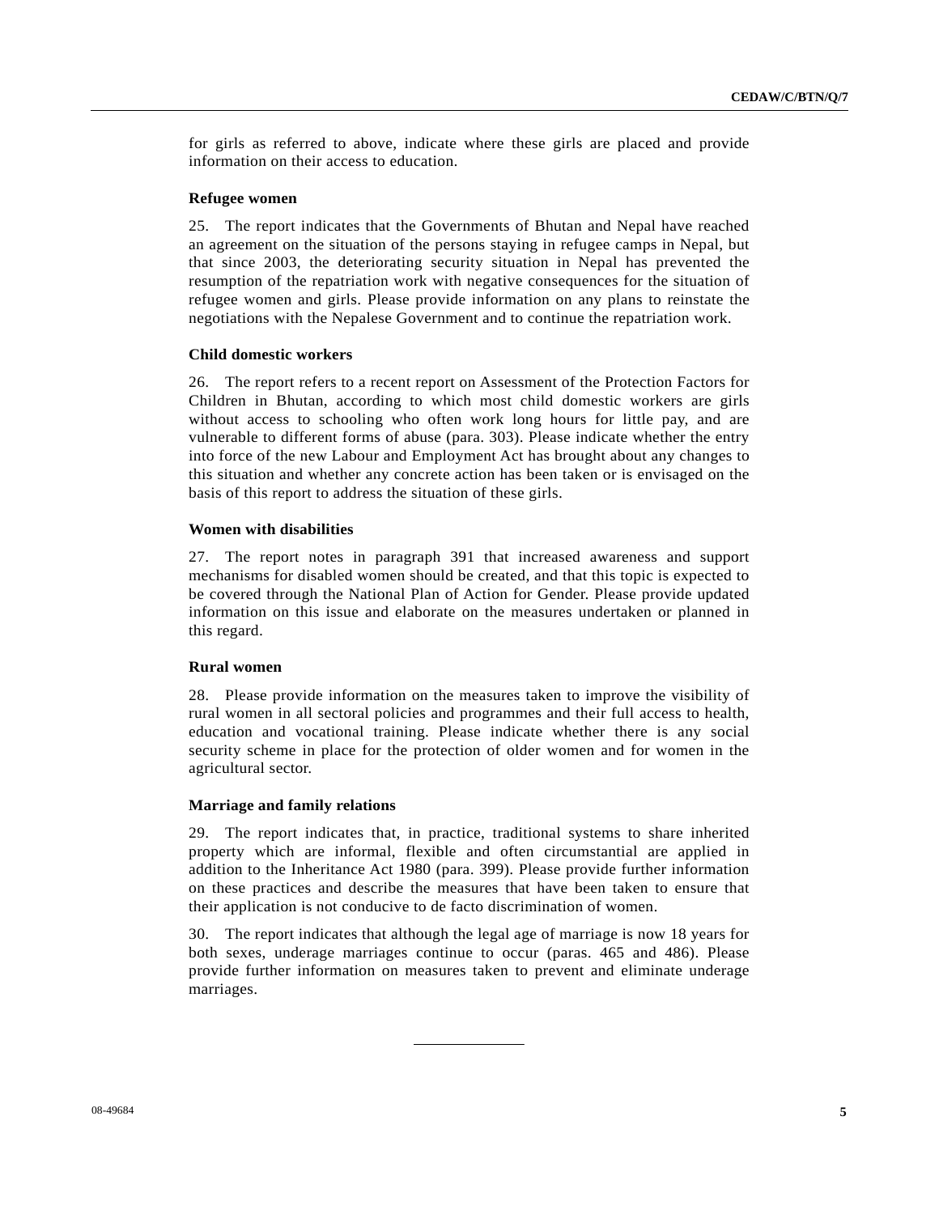for girls as referred to above, indicate where these girls are placed and provide information on their access to education.

**Refugee women**

25. The report indicates that the Governments of Bhutan and Nepal have reached an agreement on the situation of the persons staying in refugee camps in Nepal, but that since 2003, the deteriorating security situation in Nepal has prevented the resumption of the repatriation work with negative consequences for the situation of refugee women and girls. Please provide information on any plans to reinstate the negotiations with the Nepalese Government and to continue the repatriation work.

**Child domestic workers**

26. The report refers to a recent report on Assessment of the Protection Factors for Children in Bhutan, according to which most child domestic workers are girls without access to schooling who often work long hours for little pay, and are vulnerable to different forms of abuse (para. 303). Please indicate whether the entry into force of the new Labour and Employment Act has brought about any changes to this situation and whether any concrete action has been taken or is envisaged on the basis of this report to address the situation of these girls.

**Women with disabilities**

27. The report notes in paragraph 391 that increased awareness and support mechanisms for disabled women should be created, and that this topic is expected to be covered through the National Plan of Action for Gender. Please provide updated information on this issue and elaborate on the measures undertaken or planned in this regard.

**Rural women**

28. Please provide information on the measures taken to improve the visibility of rural women in all sectoral policies and programmes and their full access to health, education and vocational training. Please indicate whether there is any social security scheme in place for the protection of older women and for women in the agricultural sector.

**Marriage and family relations**

29. The report indicates that, in practice, traditional systems to share inherited property which are informal, flexible and often circumstantial are applied in addition to the Inheritance Act 1980 (para. 399). Please provide further information on these practices and describe the measures that have been taken to ensure that their application is not conducive to de facto discrimination of women.

30. The report indicates that although the legal age of marriage is now 18 years for both sexes, underage marriages continue to occur (paras. 465 and 486). Please provide further information on measures taken to prevent and eliminate underage marriages.